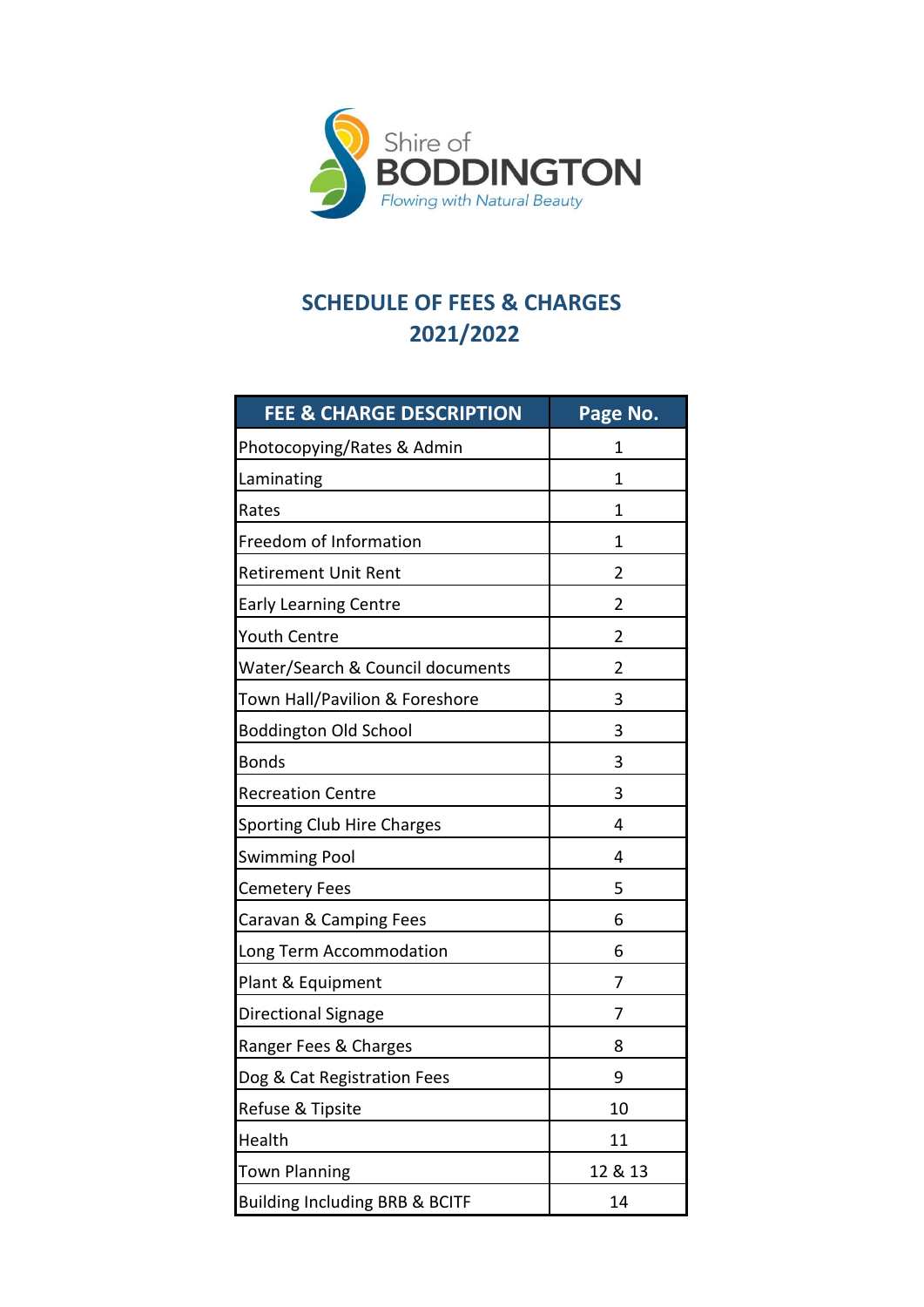Shire of
BODDINGTON
*Flowing with Natural Beauty*

# SCHEDULE OF FEES & CHARGES
## 2021/2022

| FEE & CHARGE DESCRIPTION | Page No. |
|---|---|
| Photocopying/Rates & Admin | 1 |
| Laminating | 1 |
| Rates | 1 |
| Freedom of Information | 1 |
| Retirement Unit Rent | 2 |
| Early Learning Centre | 2 |
| Youth Centre | 2 |
| Water/Search & Council documents | 2 |
| Town Hall/Pavilion & Foreshore | 3 |
| Boddington Old School | 3 |
| Bonds | 3 |
| Recreation Centre | 3 |
| Sporting Club Hire Charges | 4 |
| Swimming Pool | 4 |
| Cemetery Fees | 5 |
| Caravan & Camping Fees | 6 |
| Long Term Accommodation | 6 |
| Plant & Equipment | 7 |
| Directional Signage | 7 |
| Ranger Fees & Charges | 8 |
| Dog & Cat Registration Fees | 9 |
| Refuse & Tipsite | 10 |
| Health | 11 |
| Town Planning | 12 & 13 |
| Building Including BRB & BCITF | 14 |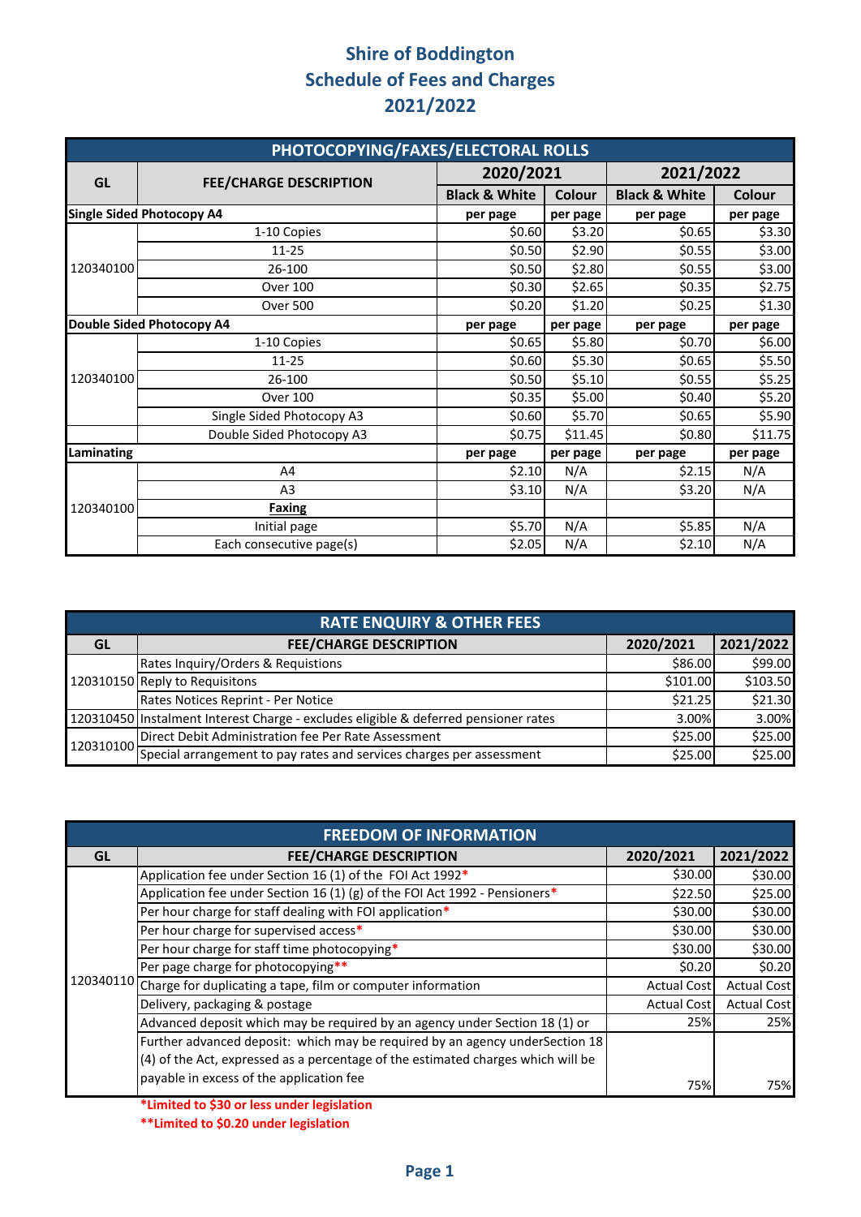# Shire of Boddington
# Schedule of Fees and Charges
# 2021/2022

| PHOTOCOPYING/FAXES/ELECTORAL ROLLS | | | | | |
|---|---|---|---|---|---|
| GL | FEE/CHARGE DESCRIPTION | 2020/2021 | | 2021/2022 | |
| | | Black & White | Colour | Black & White | Colour |
| **Single Sided Photocopy A4** | | per page | per page | per page | per page |
| 120340100 | 1-10 Copies | $0.60 | $3.20 | $0.65 | $3.30 |
| | 11-25 | $0.50 | $2.90 | $0.55 | $3.00 |
| | 26-100 | $0.50 | $2.80 | $0.55 | $3.00 |
| | Over 100 | $0.30 | $2.65 | $0.35 | $2.75 |
| | Over 500 | $0.20 | $1.20 | $0.25 | $1.30 |
| **Double Sided Photocopy A4** | | per page | per page | per page | per page |
| 120340100 | 1-10 Copies | $0.65 | $5.80 | $0.70 | $6.00 |
| | 11-25 | $0.60 | $5.30 | $0.65 | $5.50 |
| | 26-100 | $0.50 | $5.10 | $0.55 | $5.25 |
| | Over 100 | $0.35 | $5.00 | $0.40 | $5.20 |
| | Single Sided Photocopy A3 | $0.60 | $5.70 | $0.65 | $5.90 |
| | Double Sided Photocopy A3 | $0.75 | $11.45 | $0.80 | $11.75 |
| **Laminating** | | per page | per page | per page | per page |
| 120340100 | A4 | $2.10 | N/A | $2.15 | N/A |
| | A3 | $3.10 | N/A | $3.20 | N/A |
| | **Faxing** | | | | |
| | Initial page | $5.70 | N/A | $5.85 | N/A |
| | Each consecutive page(s) | $2.05 | N/A | $2.10 | N/A |

| RATE ENQUIRY & OTHER FEES | | | |
|---|---|---|---|
| GL | FEE/CHARGE DESCRIPTION | 2020/2021 | 2021/2022 |
| 120310150 | Rates Inquiry/Orders & Requistions | $86.00 | $99.00 |
| | Reply to Requisitons | $101.00 | $103.50 |
| | Rates Notices Reprint - Per Notice | $21.25 | $21.30 |
| 120310450 | Instalment Interest Charge - excludes eligible & deferred pensioner rates | 3.00% | 3.00% |
| 120310100 | Direct Debit Administration fee Per Rate Assessment | $25.00 | $25.00 |
| | Special arrangement to pay rates and services charges per assessment | $25.00 | $25.00 |

| FREEDOM OF INFORMATION | | | |
|---|---|---|---|
| GL | FEE/CHARGE DESCRIPTION | 2020/2021 | 2021/2022 |
| 120340110 | Application fee under Section 16 (1) of the FOI Act 1992* | $30.00 | $30.00 |
| | Application fee under Section 16 (1) (g) of the FOI Act 1992 - Pensioners* | $22.50 | $25.00 |
| | Per hour charge for staff dealing with FOI application* | $30.00 | $30.00 |
| | Per hour charge for supervised access* | $30.00 | $30.00 |
| | Per hour charge for staff time photocopying* | $30.00 | $30.00 |
| | Per page charge for photocopying** | $0.20 | $0.20 |
| | Charge for duplicating a tape, film or computer information | Actual Cost | Actual Cost |
| | Delivery, packaging & postage | Actual Cost | Actual Cost |
| | Advanced deposit which may be required by an agency under Section 18 (1) or | 25% | 25% |
| | Further advanced deposit: which may be required by an agency underSection 18 (4) of the Act, expressed as a percentage of the estimated charges which will be payable in excess of the application fee | 75% | 75% |

*Limited to $30 or less under legislation

**Limited to $0.20 under legislation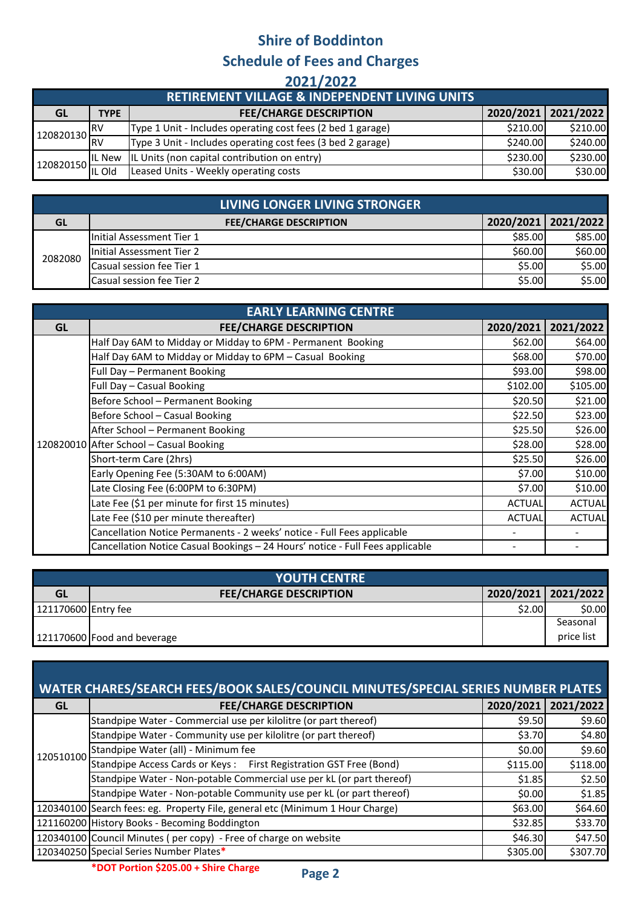# Shire of Boddinton

## Schedule of Fees and Charges

## 2021/2022

| RETIREMENT VILLAGE & INDEPENDENT LIVING UNITS | | | | |
|---|---|---|---|---|
| **GL** | **TYPE** | **FEE/CHARGE DESCRIPTION** | **2020/2021** | **2021/2022** |
| 120820130 | RV | Type 1 Unit - Includes operating cost fees (2 bed 1 garage) | $210.00 | $210.00 |
| | RV | Type 3 Unit - Includes operating cost fees (3 bed 2 garage) | $240.00 | $240.00 |
| 120820150 | IL New | IL Units (non capital contribution on entry) | $230.00 | $230.00 |
| | IL Old | Leased Units - Weekly operating costs | $30.00 | $30.00 |

| LIVING LONGER LIVING STRONGER | | | |
|---|---|---|---|
| **GL** | **FEE/CHARGE DESCRIPTION** | **2020/2021** | **2021/2022** |
| 2082080 | Initial Assessment Tier 1 | $85.00 | $85.00 |
| | Initial Assessment Tier 2 | $60.00 | $60.00 |
| | Casual session fee Tier 1 | $5.00 | $5.00 |
| | Casual session fee Tier 2 | $5.00 | $5.00 |

| EARLY LEARNING CENTRE | | | |
|---|---|---|---|
| **GL** | **FEE/CHARGE DESCRIPTION** | **2020/2021** | **2021/2022** |
| 120820010 | Half Day 6AM to Midday or Midday to 6PM - Permanent Booking | $62.00 | $64.00 |
| | Half Day 6AM to Midday or Midday to 6PM – Casual Booking | $68.00 | $70.00 |
| | Full Day – Permanent Booking | $93.00 | $98.00 |
| | Full Day – Casual Booking | $102.00 | $105.00 |
| | Before School – Permanent Booking | $20.50 | $21.00 |
| | Before School – Casual Booking | $22.50 | $23.00 |
| | After School – Permanent Booking | $25.50 | $26.00 |
| | After School – Casual Booking | $28.00 | $28.00 |
| | Short-term Care (2hrs) | $25.50 | $26.00 |
| | Early Opening Fee (5:30AM to 6:00AM) | $7.00 | $10.00 |
| | Late Closing Fee (6:00PM to 6:30PM) | $7.00 | $10.00 |
| | Late Fee ($1 per minute for first 15 minutes) | ACTUAL | ACTUAL |
| | Late Fee ($10 per minute thereafter) | ACTUAL | ACTUAL |
| | Cancellation Notice Permanents - 2 weeks' notice - Full Fees applicable | - | - |
| | Cancellation Notice Casual Bookings – 24 Hours' notice - Full Fees applicable | - | - |

| YOUTH CENTRE | | | |
|---|---|---|---|
| **GL** | **FEE/CHARGE DESCRIPTION** | **2020/2021** | **2021/2022** |
| 121170600 | Entry fee | $2.00 | $0.00 |
| 121170600 | Food and beverage | | Seasonal price list |

| WATER CHARES/SEARCH FEES/BOOK SALES/COUNCIL MINUTES/SPECIAL SERIES NUMBER PLATES | | | |
|---|---|---|---|
| **GL** | **FEE/CHARGE DESCRIPTION** | **2020/2021** | **2021/2022** |
| 120510100 | Standpipe Water - Commercial use per kilolitre (or part thereof) | $9.50 | $9.60 |
| | Standpipe Water - Community use per kilolitre (or part thereof) | $3.70 | $4.80 |
| | Standpipe Water (all) - Minimum fee | $0.00 | $9.60 |
| | Standpipe Access Cards or Keys : First Registration GST Free (Bond) | $115.00 | $118.00 |
| | Standpipe Water - Non-potable Commercial use per kL (or part thereof) | $1.85 | $2.50 |
| | Standpipe Water - Non-potable Community use per kL (or part thereof) | $0.00 | $1.85 |
| 120340100 | Search fees: eg. Property File, general etc (Minimum 1 Hour Charge) | $63.00 | $64.60 |
| 121160200 | History Books - Becoming Boddington | $32.85 | $33.70 |
| 120340100 | Council Minutes ( per copy) - Free of charge on website | $46.30 | $47.50 |
| 120340250 | Special Series Number Plates* | $305.00 | $307.70 |

**\*DOT Portion $205.00 + Shire Charge**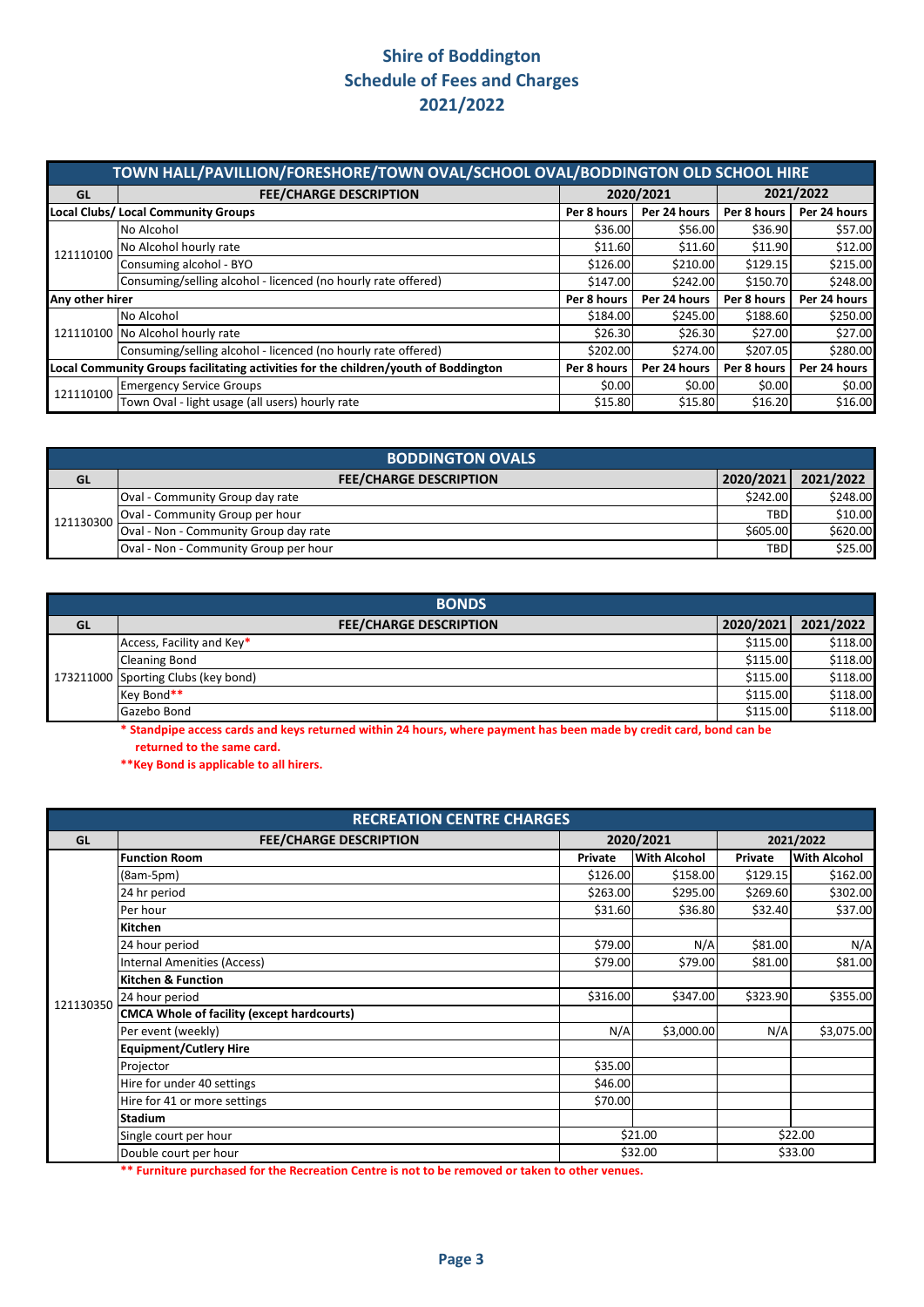# Shire of Boddington
# Schedule of Fees and Charges
# 2021/2022

| TOWN HALL/PAVILLION/FORESHORE/TOWN OVAL/SCHOOL OVAL/BODDINGTON OLD SCHOOL HIRE | | | | | |
|---|---|---|---|---|---|
| **GL** | **FEE/CHARGE DESCRIPTION** | **2020/2021** | | **2021/2022** | |
| **Local Clubs/ Local Community Groups** | | **Per 8 hours** | **Per 24 hours** | **Per 8 hours** | **Per 24 hours** |
| 121110100 | No Alcohol | $36.00 | $56.00 | $36.90 | $57.00 |
| | No Alcohol hourly rate | $11.60 | $11.60 | $11.90 | $12.00 |
| | Consuming alcohol - BYO | $126.00 | $210.00 | $129.15 | $215.00 |
| | Consuming/selling alcohol - licenced (no hourly rate offered) | $147.00 | $242.00 | $150.70 | $248.00 |
| **Any other hirer** | | **Per 8 hours** | **Per 24 hours** | **Per 8 hours** | **Per 24 hours** |
| 121110100 | No Alcohol | $184.00 | $245.00 | $188.60 | $250.00 |
| | No Alcohol hourly rate | $26.30 | $26.30 | $27.00 | $27.00 |
| | Consuming/selling alcohol - licenced (no hourly rate offered) | $202.00 | $274.00 | $207.05 | $280.00 |
| **Local Community Groups facilitating activities for the children/youth of Boddington** | | **Per 8 hours** | **Per 24 hours** | **Per 8 hours** | **Per 24 hours** |
| 121110100 | Emergency Service Groups | $0.00 | $0.00 | $0.00 | $0.00 |
| | Town Oval - light usage (all users) hourly rate | $15.80 | $15.80 | $16.20 | $16.00 |

| BODDINGTON OVALS | | | |
|---|---|---|---|
| **GL** | **FEE/CHARGE DESCRIPTION** | **2020/2021** | **2021/2022** |
| 121130300 | Oval - Community Group day rate | $242.00 | $248.00 |
| | Oval - Community Group per hour | TBD | $10.00 |
| | Oval - Non - Community Group day rate | $605.00 | $620.00 |
| | Oval - Non - Community Group per hour | TBD | $25.00 |

| BONDS | | | |
|---|---|---|---|
| **GL** | **FEE/CHARGE DESCRIPTION** | **2020/2021** | **2021/2022** |
| 173211000 | Access, Facility and Key* | $115.00 | $118.00 |
| | Cleaning Bond | $115.00 | $118.00 |
| | Sporting Clubs (key bond) | $115.00 | $118.00 |
| | Key Bond** | $115.00 | $118.00 |
| | Gazebo Bond | $115.00 | $118.00 |

**\* Standpipe access cards and keys returned within 24 hours, where payment has been made by credit card, bond can be returned to the same card.**

****Key Bond is applicable to all hirers.**

| RECREATION CENTRE CHARGES | | | | | |
|---|---|---|---|---|---|
| **GL** | **FEE/CHARGE DESCRIPTION** | **2020/2021** | | **2021/2022** | |
| | **Function Room** | **Private** | **With Alcohol** | **Private** | **With Alcohol** |
| 121130350 | (8am-5pm) | $126.00 | $158.00 | $129.15 | $162.00 |
| | 24 hr period | $263.00 | $295.00 | $269.60 | $302.00 |
| | Per hour | $31.60 | $36.80 | $32.40 | $37.00 |
| | **Kitchen** | | | | |
| | 24 hour period | $79.00 | N/A | $81.00 | N/A |
| | Internal Amenities (Access) | $79.00 | $79.00 | $81.00 | $81.00 |
| | **Kitchen & Function** | | | | |
| | 24 hour period | $316.00 | $347.00 | $323.90 | $355.00 |
| | **CMCA Whole of facility (except hardcourts)** | | | | |
| | Per event (weekly) | N/A | $3,000.00 | N/A | $3,075.00 |
| | **Equipment/Cutlery Hire** | | | | |
| | Projector | $35.00 | | | |
| | Hire for under 40 settings | $46.00 | | | |
| | Hire for 41 or more settings | $70.00 | | | |
| | **Stadium** | | | | |
| | Single court per hour | $21.00 | | $22.00 | |
| | Double court per hour | $32.00 | | $33.00 | |

**** Furniture purchased for the Recreation Centre is not to be removed or taken to other venues.**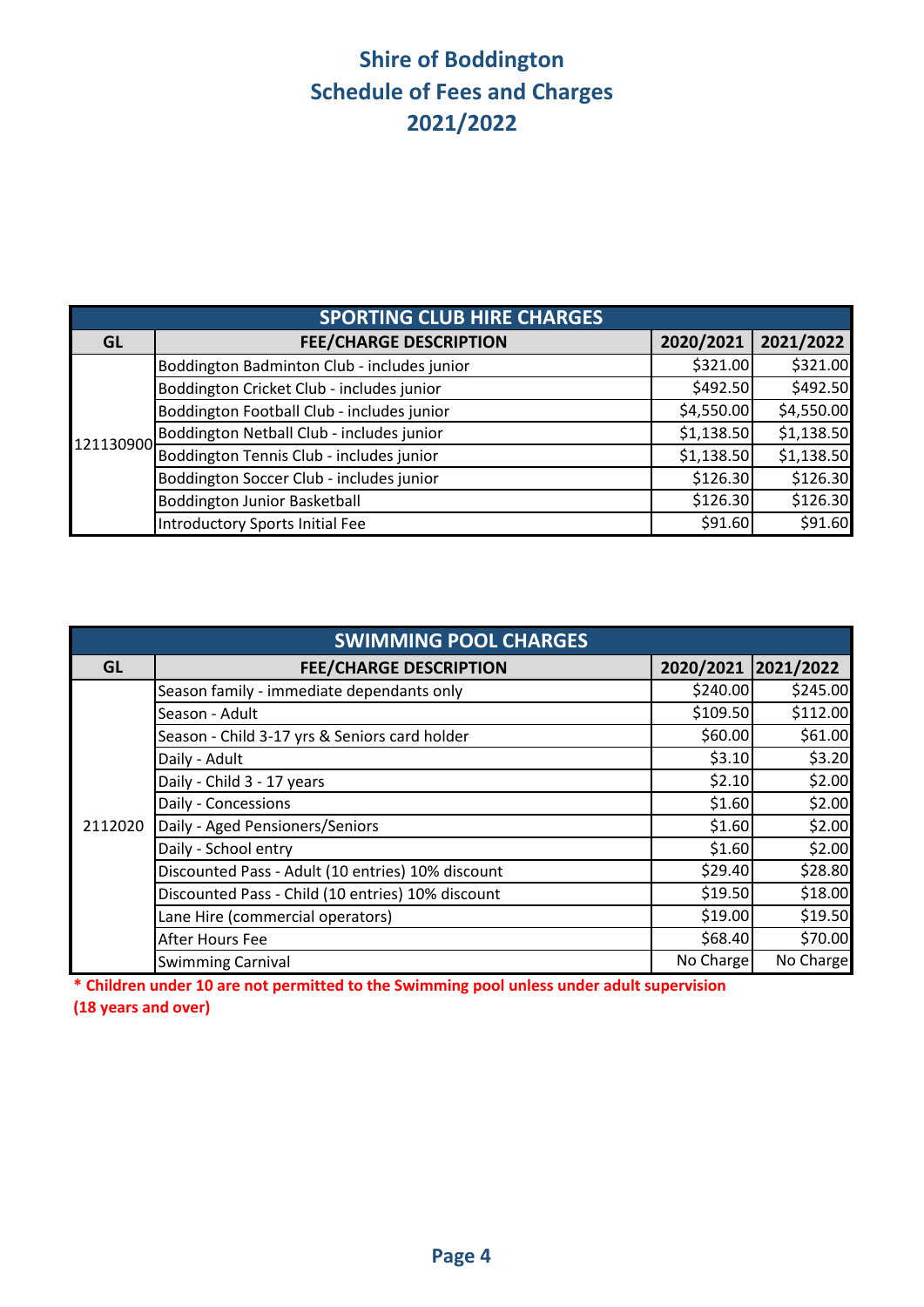# Shire of Boddington
# Schedule of Fees and Charges
# 2021/2022

| SPORTING CLUB HIRE CHARGES | | | |
|---|---|---|---|
| **GL** | **FEE/CHARGE DESCRIPTION** | **2020/2021** | **2021/2022** |
| 121130900 | Boddington Badminton Club - includes junior | $321.00 | $321.00 |
| | Boddington Cricket Club - includes junior | $492.50 | $492.50 |
| | Boddington Football Club - includes junior | $4,550.00 | $4,550.00 |
| | Boddington Netball Club - includes junior | $1,138.50 | $1,138.50 |
| | Boddington Tennis Club - includes junior | $1,138.50 | $1,138.50 |
| | Boddington Soccer Club - includes junior | $126.30 | $126.30 |
| | Boddington Junior Basketball | $126.30 | $126.30 |
| | Introductory Sports Initial Fee | $91.60 | $91.60 |

| SWIMMING POOL CHARGES | | | |
|---|---|---|---|
| **GL** | **FEE/CHARGE DESCRIPTION** | **2020/2021** | **2021/2022** |
| 2112020 | Season family - immediate dependants only | $240.00 | $245.00 |
| | Season - Adult | $109.50 | $112.00 |
| | Season - Child 3-17 yrs & Seniors card holder | $60.00 | $61.00 |
| | Daily - Adult | $3.10 | $3.20 |
| | Daily - Child 3 - 17 years | $2.10 | $2.00 |
| | Daily - Concessions | $1.60 | $2.00 |
| | Daily - Aged Pensioners/Seniors | $1.60 | $2.00 |
| | Daily - School entry | $1.60 | $2.00 |
| | Discounted Pass - Adult (10 entries) 10% discount | $29.40 | $28.80 |
| | Discounted Pass - Child (10 entries) 10% discount | $19.50 | $18.00 |
| | Lane Hire (commercial operators) | $19.00 | $19.50 |
| | After Hours Fee | $68.40 | $70.00 |
| | Swimming Carnival | No Charge | No Charge |

**\* Children under 10 are not permitted to the Swimming pool unless under adult supervision (18 years and over)**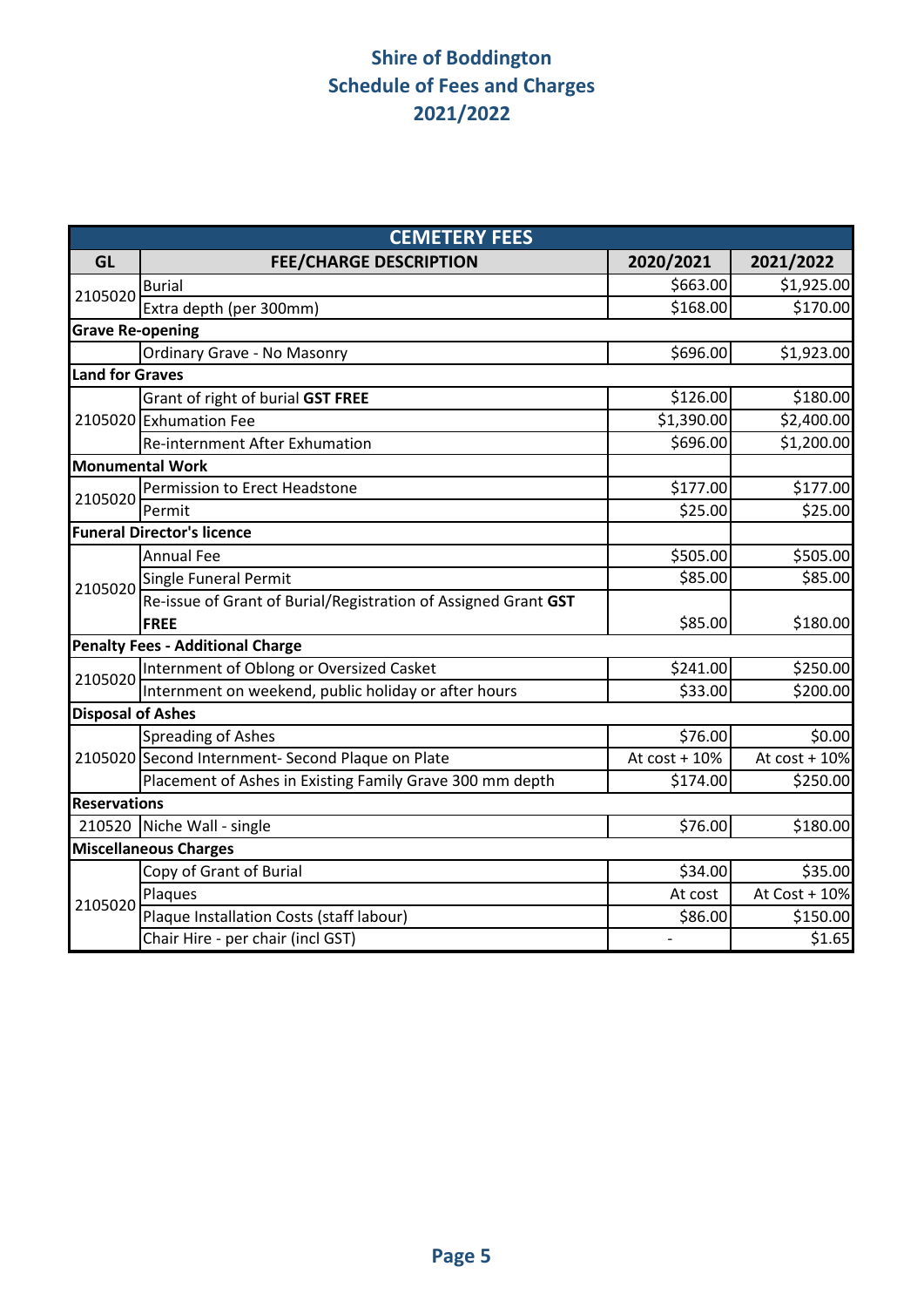# Shire of Boddington
## Schedule of Fees and Charges
## 2021/2022

| CEMETERY FEES | | | |
|---|---|---|---|
| **GL** | **FEE/CHARGE DESCRIPTION** | **2020/2021** | **2021/2022** |
| 2105020 | Burial | $663.00 | $1,925.00 |
| | Extra depth (per 300mm) | $168.00 | $170.00 |
| **Grave Re-opening** | | | |
| | Ordinary Grave - No Masonry | $696.00 | $1,923.00 |
| **Land for Graves** | | | |
| 2105020 | Grant of right of burial **GST FREE** | $126.00 | $180.00 |
| | Exhumation Fee | $1,390.00 | $2,400.00 |
| | Re-internment After Exhumation | $696.00 | $1,200.00 |
| **Monumental Work** | | | |
| 2105020 | Permission to Erect Headstone | $177.00 | $177.00 |
| | Permit | $25.00 | $25.00 |
| **Funeral Director's licence** | | | |
| 2105020 | Annual Fee | $505.00 | $505.00 |
| | Single Funeral Permit | $85.00 | $85.00 |
| | Re-issue of Grant of Burial/Registration of Assigned Grant **GST FREE** | $85.00 | $180.00 |
| **Penalty Fees - Additional Charge** | | | |
| 2105020 | Internment of Oblong or Oversized Casket | $241.00 | $250.00 |
| | Internment on weekend, public holiday or after hours | $33.00 | $200.00 |
| **Disposal of Ashes** | | | |
| 2105020 | Spreading of Ashes | $76.00 | $0.00 |
| | Second Internment- Second Plaque on Plate | At cost + 10% | At cost + 10% |
| | Placement of Ashes in Existing Family Grave 300 mm depth | $174.00 | $250.00 |
| **Reservations** | | | |
| 210520 | Niche Wall - single | $76.00 | $180.00 |
| **Miscellaneous Charges** | | | |
| 2105020 | Copy of Grant of Burial | $34.00 | $35.00 |
| | Plaques | At cost | At Cost + 10% |
| | Plaque Installation Costs (staff labour) | $86.00 | $150.00 |
| | Chair Hire - per chair (incl GST) | - | $1.65 |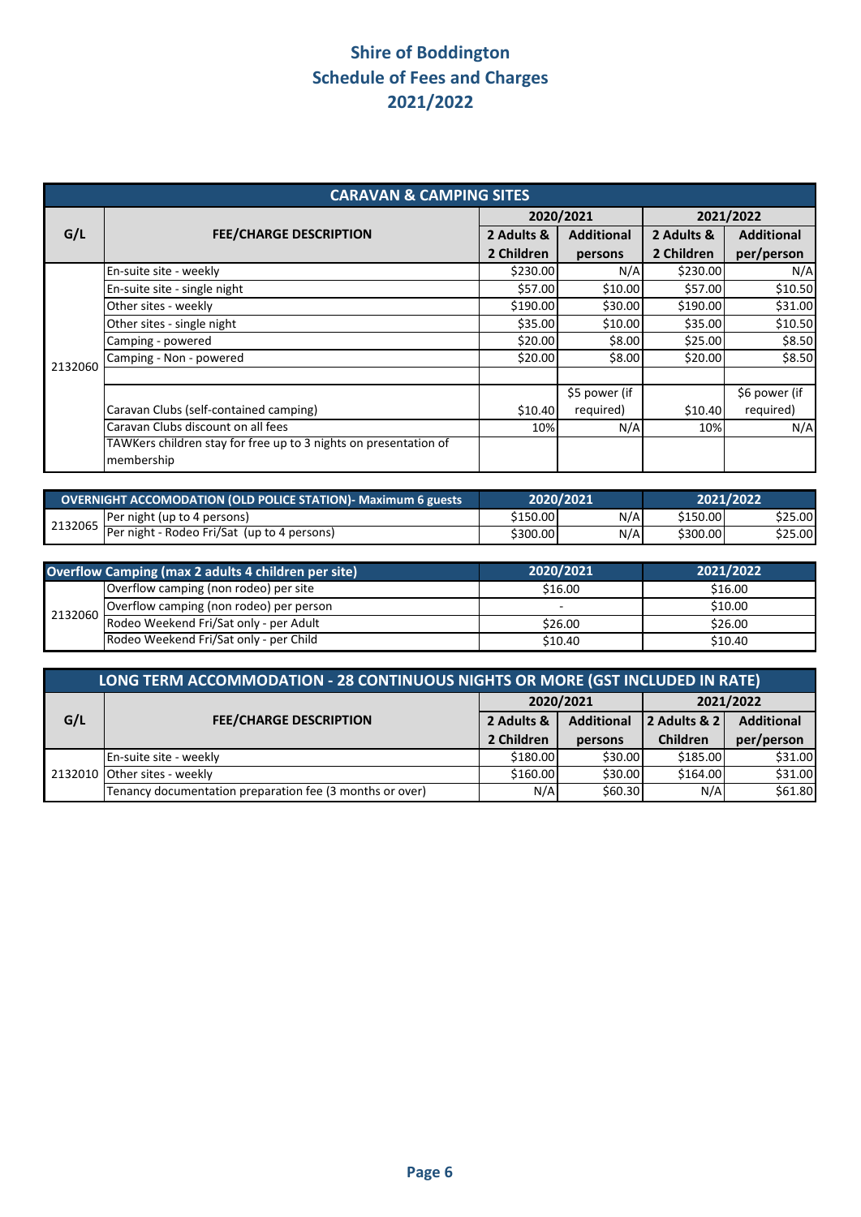# Shire of Boddington
# Schedule of Fees and Charges
# 2021/2022

| CARAVAN & CAMPING SITES | | | | | |
|---|---|---|---|---|---|
| G/L | FEE/CHARGE DESCRIPTION | 2020/2021 | | 2021/2022 | |
| | | 2 Adults & 2 Children | Additional persons | 2 Adults & 2 Children | Additional per/person |
| 2132060 | En-suite site - weekly | $230.00 | N/A | $230.00 | N/A |
| | En-suite site - single night | $57.00 | $10.00 | $57.00 | $10.50 |
| | Other sites - weekly | $190.00 | $30.00 | $190.00 | $31.00 |
| | Other sites - single night | $35.00 | $10.00 | $35.00 | $10.50 |
| | Camping - powered | $20.00 | $8.00 | $25.00 | $8.50 |
| | Camping - Non - powered | $20.00 | $8.00 | $20.00 | $8.50 |
| | | | | | |
| | Caravan Clubs (self-contained camping) | $10.40 | $5 power (if required) | $10.40 | $6 power (if required) |
| | Caravan Clubs discount on all fees | 10% | N/A | 10% | N/A |
| | TAWKers children stay for free up to 3 nights on presentation of membership | | | | |

| OVERNIGHT ACCOMODATION (OLD POLICE STATION)- Maximum 6 guests | | 2020/2021 | | 2021/2022 | |
|---|---|---|---|---|---|
| 2132065 | Per night (up to 4 persons) | $150.00 | N/A | $150.00 | $25.00 |
| | Per night - Rodeo Fri/Sat (up to 4 persons) | $300.00 | N/A | $300.00 | $25.00 |

| Overflow Camping (max 2 adults 4 children per site) | | 2020/2021 | 2021/2022 |
|---|---|---|---|
| 2132060 | Overflow camping (non rodeo) per site | $16.00 | $16.00 |
| | Overflow camping (non rodeo) per person | - | $10.00 |
| | Rodeo Weekend Fri/Sat only - per Adult | $26.00 | $26.00 |
| | Rodeo Weekend Fri/Sat only - per Child | $10.40 | $10.40 |

| LONG TERM ACCOMMODATION - 28 CONTINUOUS NIGHTS OR MORE (GST INCLUDED IN RATE) | | | | | |
|---|---|---|---|---|---|
| G/L | FEE/CHARGE DESCRIPTION | 2020/2021 | | 2021/2022 | |
| | | 2 Adults & 2 Children | Additional persons | 2 Adults & 2 Children | Additional per/person |
| 2132010 | En-suite site - weekly | $180.00 | $30.00 | $185.00 | $31.00 |
| | Other sites - weekly | $160.00 | $30.00 | $164.00 | $31.00 |
| | Tenancy documentation preparation fee (3 months or over) | N/A | $60.30 | N/A | $61.80 |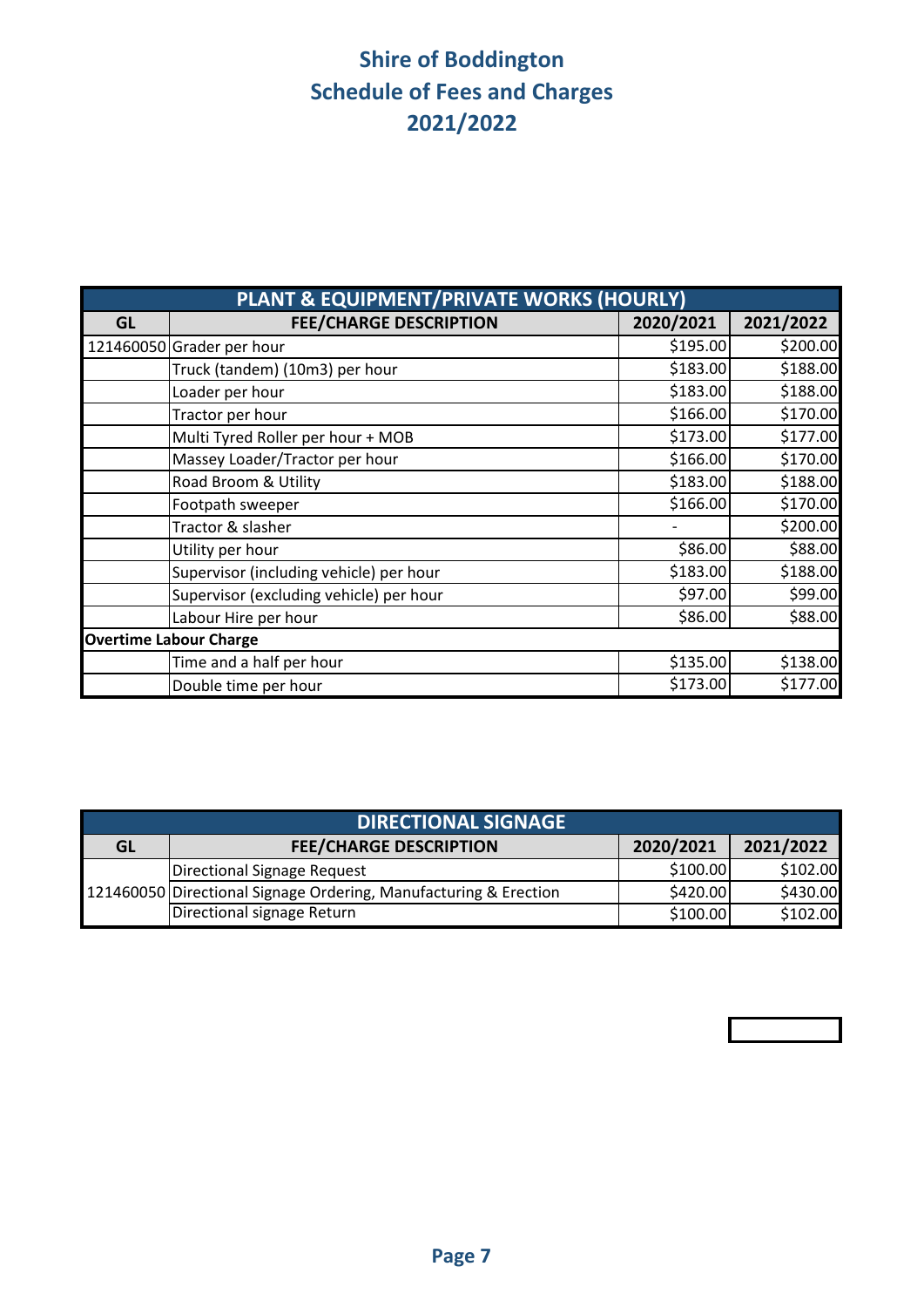# Shire of Boddington
# Schedule of Fees and Charges
# 2021/2022

| PLANT & EQUIPMENT/PRIVATE WORKS (HOURLY) | | | |
|---|---|---|---|
| **GL** | **FEE/CHARGE DESCRIPTION** | **2020/2021** | **2021/2022** |
| 121460050 | Grader per hour | $195.00 | $200.00 |
| | Truck (tandem) (10m3) per hour | $183.00 | $188.00 |
| | Loader per hour | $183.00 | $188.00 |
| | Tractor per hour | $166.00 | $170.00 |
| | Multi Tyred Roller per hour + MOB | $173.00 | $177.00 |
| | Massey Loader/Tractor per hour | $166.00 | $170.00 |
| | Road Broom & Utility | $183.00 | $188.00 |
| | Footpath sweeper | $166.00 | $170.00 |
| | Tractor & slasher | - | $200.00 |
| | Utility per hour | $86.00 | $88.00 |
| | Supervisor (including vehicle) per hour | $183.00 | $188.00 |
| | Supervisor (excluding vehicle) per hour | $97.00 | $99.00 |
| | Labour Hire per hour | $86.00 | $88.00 |
| **Overtime Labour Charge** | | | |
| | Time and a half per hour | $135.00 | $138.00 |
| | Double time per hour | $173.00 | $177.00 |

| DIRECTIONAL SIGNAGE | | | |
|---|---|---|---|
| **GL** | **FEE/CHARGE DESCRIPTION** | **2020/2021** | **2021/2022** |
| 121460050 | Directional Signage Request | $100.00 | $102.00 |
| | Directional Signage Ordering, Manufacturing & Erection | $420.00 | $430.00 |
| | Directional signage Return | $100.00 | $102.00 |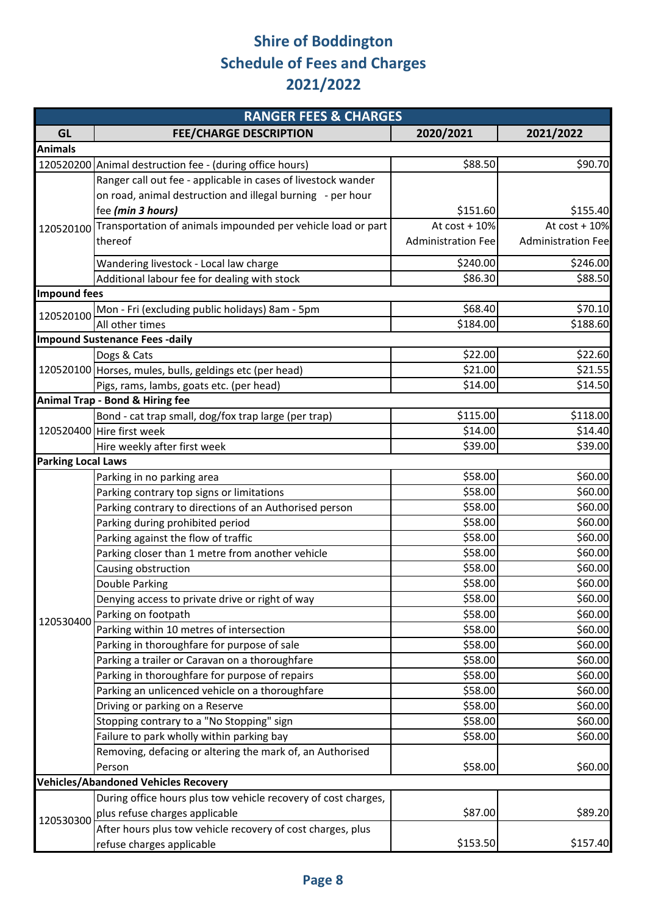# Shire of Boddington
# Schedule of Fees and Charges
# 2021/2022

| RANGER FEES & CHARGES | | | |
|---|---|---|---|
| **GL** | **FEE/CHARGE DESCRIPTION** | **2020/2021** | **2021/2022** |
| **Animals** | | | |
| 120520200 | Animal destruction fee - (during office hours) | $88.50 | $90.70 |
| 120520100 | Ranger call out fee - applicable in cases of livestock wander on road, animal destruction and illegal burning - per hour fee ***(min 3 hours)*** | $151.60 | $155.40 |
| | Transportation of animals impounded per vehicle load or part thereof | At cost + 10% Administration Fee | At cost + 10% Administration Fee |
| | Wandering livestock - Local law charge | $240.00 | $246.00 |
| | Additional labour fee for dealing with stock | $86.30 | $88.50 |
| **Impound fees** | | | |
| 120520100 | Mon - Fri (excluding public holidays) 8am - 5pm | $68.40 | $70.10 |
| | All other times | $184.00 | $188.60 |
| **Impound Sustenance Fees -daily** | | | |
| 120520100 | Dogs & Cats | $22.00 | $22.60 |
| | Horses, mules, bulls, geldings etc (per head) | $21.00 | $21.55 |
| | Pigs, rams, lambs, goats etc. (per head) | $14.00 | $14.50 |
| **Animal Trap - Bond & Hiring fee** | | | |
| 120520400 | Bond - cat trap small, dog/fox trap large (per trap) | $115.00 | $118.00 |
| | Hire first week | $14.00 | $14.40 |
| | Hire weekly after first week | $39.00 | $39.00 |
| **Parking Local Laws** | | | |
| 120530400 | Parking in no parking area | $58.00 | $60.00 |
| | Parking contrary top signs or limitations | $58.00 | $60.00 |
| | Parking contrary to directions of an Authorised person | $58.00 | $60.00 |
| | Parking during prohibited period | $58.00 | $60.00 |
| | Parking against the flow of traffic | $58.00 | $60.00 |
| | Parking closer than 1 metre from another vehicle | $58.00 | $60.00 |
| | Causing obstruction | $58.00 | $60.00 |
| | Double Parking | $58.00 | $60.00 |
| | Denying access to private drive or right of way | $58.00 | $60.00 |
| | Parking on footpath | $58.00 | $60.00 |
| | Parking within 10 metres of intersection | $58.00 | $60.00 |
| | Parking in thoroughfare for purpose of sale | $58.00 | $60.00 |
| | Parking a trailer or Caravan on a thoroughfare | $58.00 | $60.00 |
| | Parking in thoroughfare for purpose of repairs | $58.00 | $60.00 |
| | Parking an unlicenced vehicle on a thoroughfare | $58.00 | $60.00 |
| | Driving or parking on a Reserve | $58.00 | $60.00 |
| | Stopping contrary to a "No Stopping" sign | $58.00 | $60.00 |
| | Failure to park wholly within parking bay | $58.00 | $60.00 |
| | Removing, defacing or altering the mark of, an Authorised Person | $58.00 | $60.00 |
| **Vehicles/Abandoned Vehicles Recovery** | | | |
| 120530300 | During office hours plus tow vehicle recovery of cost charges, plus refuse charges applicable | $87.00 | $89.20 |
| | After hours plus tow vehicle recovery of cost charges, plus refuse charges applicable | $153.50 | $157.40 |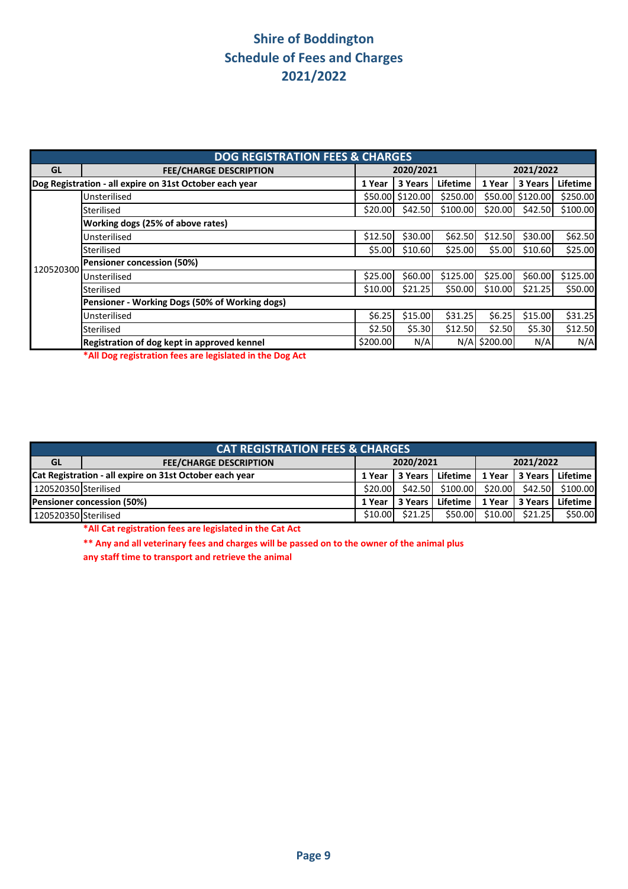# Shire of Boddington
# Schedule of Fees and Charges
# 2021/2022

| DOG REGISTRATION FEES & CHARGES | | | | | | | |
|---|---|---|---|---|---|---|---|
| **GL** | **FEE/CHARGE DESCRIPTION** | **2020/2021** | | | **2021/2022** | | |
| **Dog Registration - all expire on 31st October each year** | | **1 Year** | **3 Years** | **Lifetime** | **1 Year** | **3 Years** | **Lifetime** |
| 120520300 | Unsterilised | $50.00 | $120.00 | $250.00 | $50.00 | $120.00 | $250.00 |
| | Sterilised | $20.00 | $42.50 | $100.00 | $20.00 | $42.50 | $100.00 |
| | **Working dogs (25% of above rates)** | | | | | | |
| | Unsterilised | $12.50 | $30.00 | $62.50 | $12.50 | $30.00 | $62.50 |
| | Sterilised | $5.00 | $10.60 | $25.00 | $5.00 | $10.60 | $25.00 |
| | **Pensioner concession (50%)** | | | | | | |
| | Unsterilised | $25.00 | $60.00 | $125.00 | $25.00 | $60.00 | $125.00 |
| | Sterilised | $10.00 | $21.25 | $50.00 | $10.00 | $21.25 | $50.00 |
| | **Pensioner - Working Dogs (50% of Working dogs)** | | | | | | |
| | Unsterilised | $6.25 | $15.00 | $31.25 | $6.25 | $15.00 | $31.25 |
| | Sterilised | $2.50 | $5.30 | $12.50 | $2.50 | $5.30 | $12.50 |
| | **Registration of dog kept in approved kennel** | $200.00 | N/A | N/A | $200.00 | N/A | N/A |

***All Dog registration fees are legislated in the Dog Act**

| CAT REGISTRATION FEES & CHARGES | | | | | | | |
|---|---|---|---|---|---|---|---|
| **GL** | **FEE/CHARGE DESCRIPTION** | **2020/2021** | | | **2021/2022** | | |
| **Cat Registration - all expire on 31st October each year** | | **1 Year** | **3 Years** | **Lifetime** | **1 Year** | **3 Years** | **Lifetime** |
| 120520350 | Sterilised | $20.00 | $42.50 | $100.00 | $20.00 | $42.50 | $100.00 |
| **Pensioner concession (50%)** | | **1 Year** | **3 Years** | **Lifetime** | **1 Year** | **3 Years** | **Lifetime** |
| 120520350 | Sterilised | $10.00 | $21.25 | $50.00 | $10.00 | $21.25 | $50.00 |

***All Cat registration fees are legislated in the Cat Act**

**** Any and all veterinary fees and charges will be passed on to the owner of the animal plus any staff time to transport and retrieve the animal**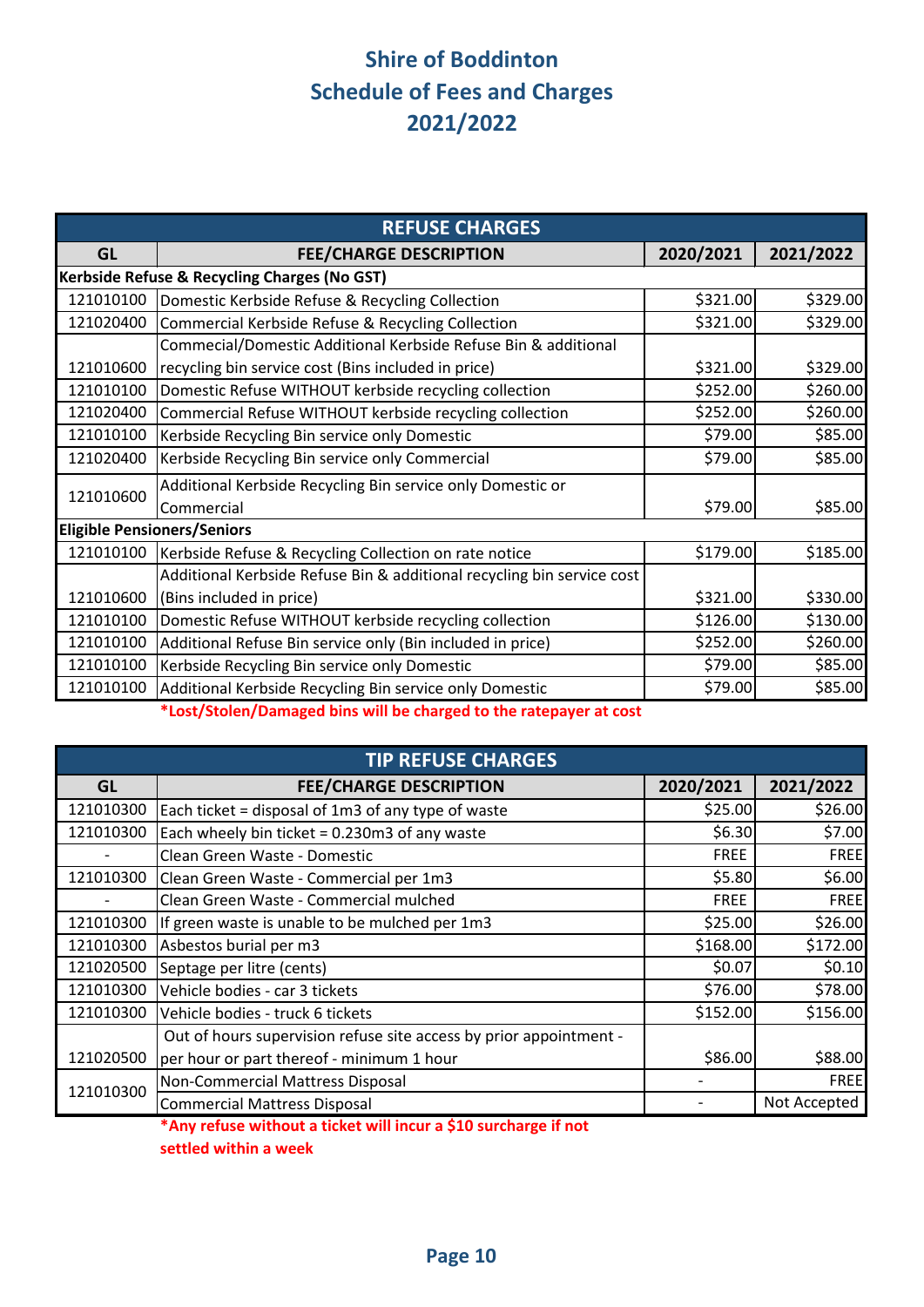# Shire of Boddinton
## Schedule of Fees and Charges
## 2021/2022

| REFUSE CHARGES | | | |
|---|---|---|---|
| **GL** | **FEE/CHARGE DESCRIPTION** | **2020/2021** | **2021/2022** |
| **Kerbside Refuse & Recycling Charges (No GST)** | | | |
| 121010100 | Domestic Kerbside Refuse & Recycling Collection | $321.00 | $329.00 |
| 121020400 | Commercial Kerbside Refuse & Recycling Collection | $321.00 | $329.00 |
| 121010600 | Commercial/Domestic Additional Kerbside Refuse Bin & additional recycling bin service cost (Bins included in price) | $321.00 | $329.00 |
| 121010100 | Domestic Refuse WITHOUT kerbside recycling collection | $252.00 | $260.00 |
| 121020400 | Commercial Refuse WITHOUT kerbside recycling collection | $252.00 | $260.00 |
| 121010100 | Kerbside Recycling Bin service only Domestic | $79.00 | $85.00 |
| 121020400 | Kerbside Recycling Bin service only Commercial | $79.00 | $85.00 |
| 121010600 | Additional Kerbside Recycling Bin service only Domestic or Commercial | $79.00 | $85.00 |
| **Eligible Pensioners/Seniors** | | | |
| 121010100 | Kerbside Refuse & Recycling Collection on rate notice | $179.00 | $185.00 |
| 121010600 | Additional Kerbside Refuse Bin & additional recycling bin service cost (Bins included in price) | $321.00 | $330.00 |
| 121010100 | Domestic Refuse WITHOUT kerbside recycling collection | $126.00 | $130.00 |
| 121010100 | Additional Refuse Bin service only (Bin included in price) | $252.00 | $260.00 |
| 121010100 | Kerbside Recycling Bin service only Domestic | $79.00 | $85.00 |
| 121010100 | Additional Kerbside Recycling Bin service only Domestic | $79.00 | $85.00 |

**\*Lost/Stolen/Damaged bins will be charged to the ratepayer at cost**

| TIP REFUSE CHARGES | | | |
|---|---|---|---|
| **GL** | **FEE/CHARGE DESCRIPTION** | **2020/2021** | **2021/2022** |
| 121010300 | Each ticket = disposal of 1m3 of any type of waste | $25.00 | $26.00 |
| 121010300 | Each wheely bin ticket = 0.230m3 of any waste | $6.30 | $7.00 |
| - | Clean Green Waste - Domestic | FREE | FREE |
| 121010300 | Clean Green Waste - Commercial per 1m3 | $5.80 | $6.00 |
| - | Clean Green Waste - Commercial mulched | FREE | FREE |
| 121010300 | If green waste is unable to be mulched per 1m3 | $25.00 | $26.00 |
| 121010300 | Asbestos burial per m3 | $168.00 | $172.00 |
| 121020500 | Septage per litre (cents) | $0.07 | $0.10 |
| 121010300 | Vehicle bodies - car 3 tickets | $76.00 | $78.00 |
| 121010300 | Vehicle bodies - truck 6 tickets | $152.00 | $156.00 |
| 121020500 | Out of hours supervision refuse site access by prior appointment - per hour or part thereof - minimum 1 hour | $86.00 | $88.00 |
| 121010300 | Non-Commercial Mattress Disposal | - | FREE |
| | Commercial Mattress Disposal | - | Not Accepted |

**\*Any refuse without a ticket will incur a $10 surcharge if not settled within a week**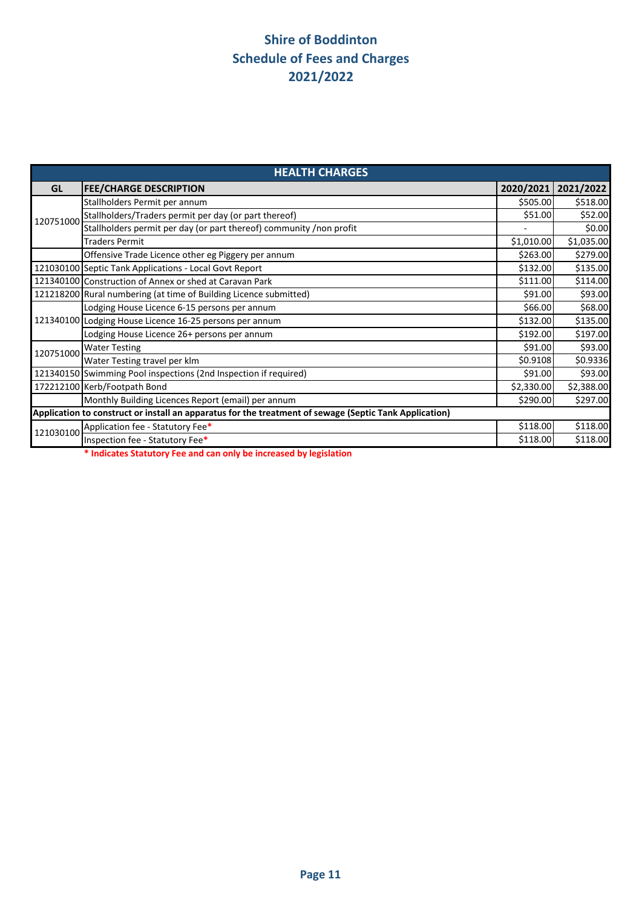# Shire of Boddinton
# Schedule of Fees and Charges
# 2021/2022

| HEALTH CHARGES | | | |
|---|---|---|---|
| **GL** | **FEE/CHARGE DESCRIPTION** | **2020/2021** | **2021/2022** |
| 120751000 | Stallholders Permit per annum | $505.00 | $518.00 |
| | Stallholders/Traders permit per day (or part thereof) | $51.00 | $52.00 |
| | Stallholders permit per day (or part thereof) community /non profit | - | $0.00 |
| | Traders Permit | $1,010.00 | $1,035.00 |
| | Offensive Trade Licence other eg Piggery per annum | $263.00 | $279.00 |
| 121030100 | Septic Tank Applications - Local Govt Report | $132.00 | $135.00 |
| 121340100 | Construction of Annex or shed at Caravan Park | $111.00 | $114.00 |
| 121218200 | Rural numbering (at time of Building Licence submitted) | $91.00 | $93.00 |
| 121340100 | Lodging House Licence 6-15 persons per annum | $66.00 | $68.00 |
| | Lodging House Licence 16-25 persons per annum | $132.00 | $135.00 |
| | Lodging House Licence 26+ persons per annum | $192.00 | $197.00 |
| 120751000 | Water Testing | $91.00 | $93.00 |
| | Water Testing travel per klm | $0.9108 | $0.9336 |
| 121340150 | Swimming Pool inspections (2nd Inspection if required) | $91.00 | $93.00 |
| 172212100 | Kerb/Footpath Bond | $2,330.00 | $2,388.00 |
| | Monthly Building Licences Report (email) per annum | $290.00 | $297.00 |
| **Application to construct or install an apparatus for the treatment of sewage (Septic Tank Application)** | | | |
| 121030100 | Application fee - Statutory Fee* | $118.00 | $118.00 |
| | Inspection fee - Statutory Fee* | $118.00 | $118.00 |

**\* Indicates Statutory Fee and can only be increased by legislation**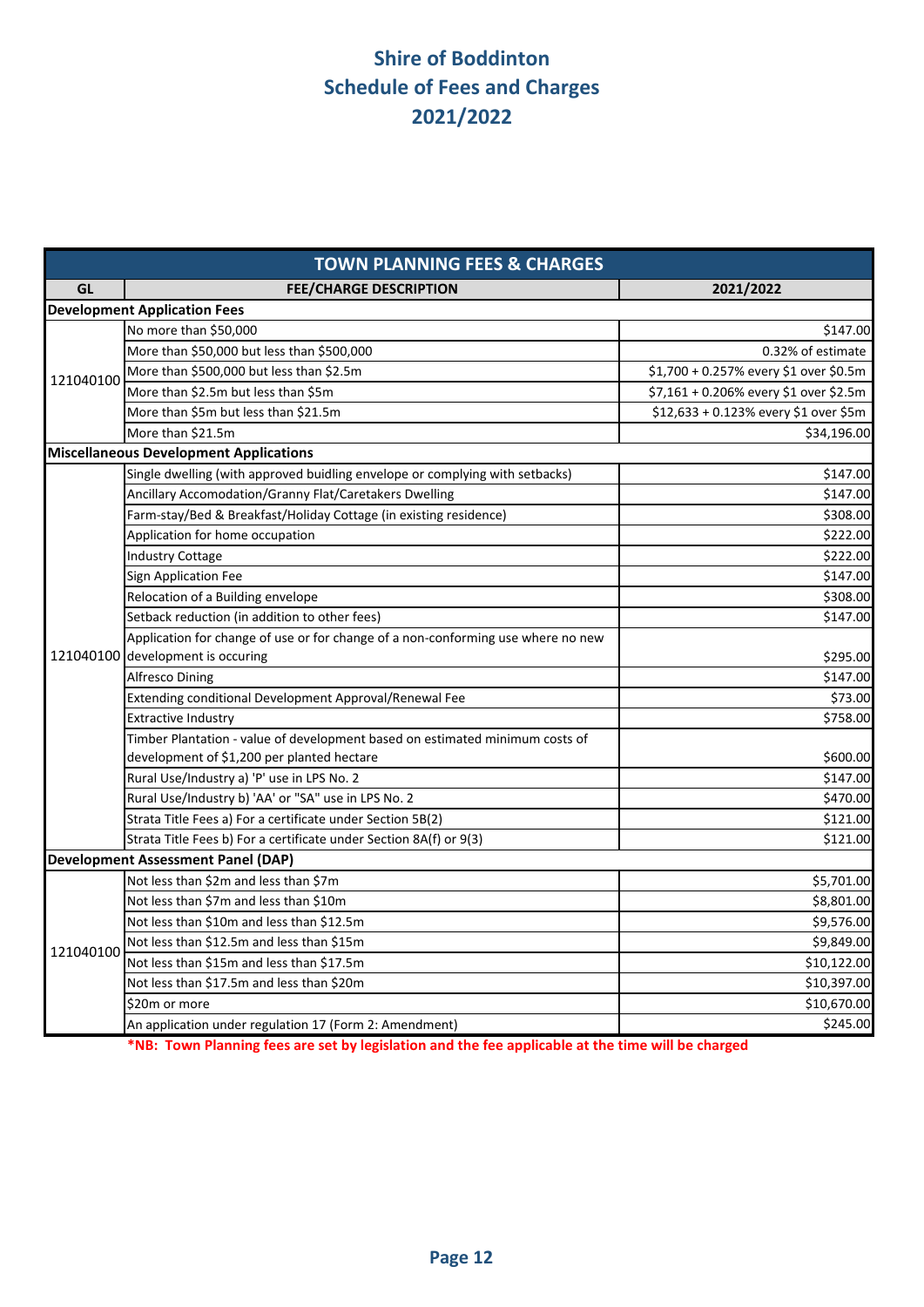# Shire of Boddington
# Schedule of Fees and Charges
# 2021/2022

| TOWN PLANNING FEES & CHARGES | | |
|---|---|---|
| **GL** | **FEE/CHARGE DESCRIPTION** | **2021/2022** |
| **Development Application Fees** | | |
| 121040100 | No more than $50,000 | $147.00 |
| | More than $50,000 but less than $500,000 | 0.32% of estimate |
| | More than $500,000 but less than $2.5m | $1,700 + 0.257% every $1 over $0.5m |
| | More than $2.5m but less than $5m | $7,161 + 0.206% every $1 over $2.5m |
| | More than $5m but less than $21.5m | $12,633 + 0.123% every $1 over $5m |
| | More than $21.5m | $34,196.00 |
| **Miscellaneous Development Applications** | | |
| 121040100 | Single dwelling (with approved buidling envelope or complying with setbacks) | $147.00 |
| | Ancillary Accomodation/Granny Flat/Caretakers Dwelling | $147.00 |
| | Farm-stay/Bed & Breakfast/Holiday Cottage (in existing residence) | $308.00 |
| | Application for home occupation | $222.00 |
| | Industry Cottage | $222.00 |
| | Sign Application Fee | $147.00 |
| | Relocation of a Building envelope | $308.00 |
| | Setback reduction (in addition to other fees) | $147.00 |
| | Application for change of use or for change of a non-conforming use where no new development is occuring | $295.00 |
| | Alfresco Dining | $147.00 |
| | Extending conditional Development Approval/Renewal Fee | $73.00 |
| | Extractive Industry | $758.00 |
| | Timber Plantation - value of development based on estimated minimum costs of development of $1,200 per planted hectare | $600.00 |
| | Rural Use/Industry a) 'P' use in LPS No. 2 | $147.00 |
| | Rural Use/Industry b) 'AA' or "SA" use in LPS No. 2 | $470.00 |
| | Strata Title Fees a) For a certificate under Section 5B(2) | $121.00 |
| | Strata Title Fees b) For a certificate under Section 8A(f) or 9(3) | $121.00 |
| **Development Assessment Panel (DAP)** | | |
| 121040100 | Not less than $2m and less than $7m | $5,701.00 |
| | Not less than $7m and less than $10m | $8,801.00 |
| | Not less than $10m and less than $12.5m | $9,576.00 |
| | Not less than $12.5m and less than $15m | $9,849.00 |
| | Not less than $15m and less than $17.5m | $10,122.00 |
| | Not less than $17.5m and less than $20m | $10,397.00 |
| | $20m or more | $10,670.00 |
| | An application under regulation 17 (Form 2: Amendment) | $245.00 |

***NB: Town Planning fees are set by legislation and the fee applicable at the time will be charged**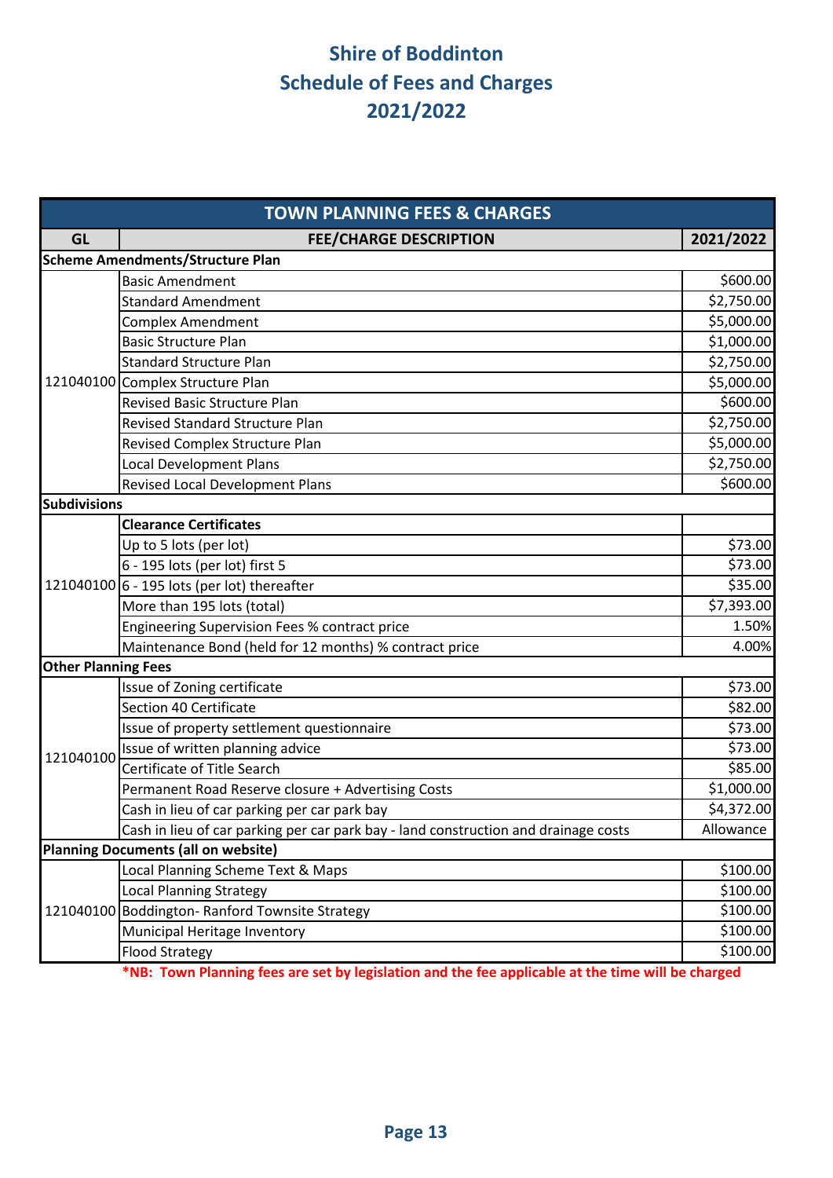# Shire of Boddinton
## Schedule of Fees and Charges
## 2021/2022

| TOWN PLANNING FEES & CHARGES | | |
|---|---|---|
| **GL** | **FEE/CHARGE DESCRIPTION** | **2021/2022** |
| **Scheme Amendments/Structure Plan** | | |
| 121040100 | Basic Amendment | $600.00 |
| | Standard Amendment | $2,750.00 |
| | Complex Amendment | $5,000.00 |
| | Basic Structure Plan | $1,000.00 |
| | Standard Structure Plan | $2,750.00 |
| | Complex Structure Plan | $5,000.00 |
| | Revised Basic Structure Plan | $600.00 |
| | Revised Standard Structure Plan | $2,750.00 |
| | Revised Complex Structure Plan | $5,000.00 |
| | Local Development Plans | $2,750.00 |
| | Revised Local Development Plans | $600.00 |
| **Subdivisions** | | |
| 121040100 | **Clearance Certificates** | |
| | Up to 5 lots (per lot) | $73.00 |
| | 6 - 195 lots (per lot) first 5 | $73.00 |
| | 6 - 195 lots (per lot) thereafter | $35.00 |
| | More than 195 lots (total) | $7,393.00 |
| | Engineering Supervision Fees % contract price | 1.50% |
| | Maintenance Bond (held for 12 months) % contract price | 4.00% |
| **Other Planning Fees** | | |
| 121040100 | Issue of Zoning certificate | $73.00 |
| | Section 40 Certificate | $82.00 |
| | Issue of property settlement questionnaire | $73.00 |
| | Issue of written planning advice | $73.00 |
| | Certificate of Title Search | $85.00 |
| | Permanent Road Reserve closure + Advertising Costs | $1,000.00 |
| | Cash in lieu of car parking per car park bay | $4,372.00 |
| | Cash in lieu of car parking per car park bay - land construction and drainage costs | Allowance |
| **Planning Documents (all on website)** | | |
| 121040100 | Local Planning Scheme Text & Maps | $100.00 |
| | Local Planning Strategy | $100.00 |
| | Boddington- Ranford Townsite Strategy | $100.00 |
| | Municipal Heritage Inventory | $100.00 |
| | Flood Strategy | $100.00 |

***NB: Town Planning fees are set by legislation and the fee applicable at the time will be charged**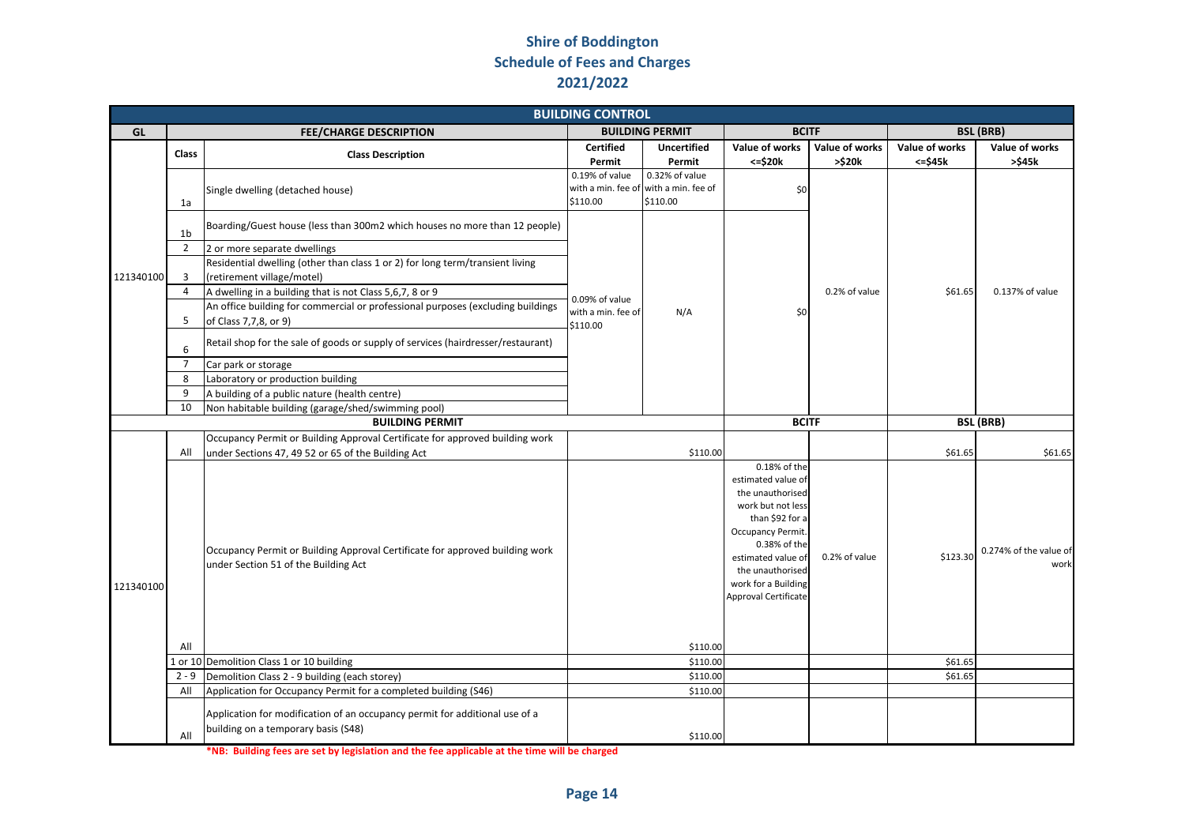# Shire of Boddington
# Schedule of Fees and Charges
# 2021/2022

| BUILDING CONTROL | | | | | | | | |
|---|---|---|---|---|---|---|---|---|
| **GL** | **FEE/CHARGE DESCRIPTION** | | **BUILDING PERMIT** | | **BCITF** | | **BSL (BRB)** | |
| | **Class** | **Class Description** | **Certified Permit** | **Uncertified Permit** | **Value of works <=$20k** | **Value of works >$20k** | **Value of works <=$45k** | **Value of works >$45k** |
| 121340100 | 1a | Single dwelling (detached house) | 0.19% of value with a min. fee of $110.00 | 0.32% of value with a min. fee of $110.00 | $0 | 0.2% of value | $61.65 | 0.137% of value |
| | 1b | Boarding/Guest house (less than 300m2 which houses no more than 12 people) | 0.09% of value with a min. fee of $110.00 | N/A | $0 | | | |
| | 2 | 2 or more separate dwellings | | | | | | |
| | 3 | Residential dwelling (other than class 1 or 2) for long term/transient living (retirement village/motel) | | | | | | |
| | 4 | A dwelling in a building that is not Class 5,6,7, 8 or 9 | | | | | | |
| | 5 | An office building for commercial or professional purposes (excluding buildings of Class 7,7,8, or 9) | | | | | | |
| | 6 | Retail shop for the sale of goods or supply of services (hairdresser/restaurant) | | | | | | |
| | 7 | Car park or storage | | | | | | |
| | 8 | Laboratory or production building | | | | | | |
| | 9 | A building of a public nature (health centre) | | | | | | |
| | 10 | Non habitable building (garage/shed/swimming pool) | | | | | | |
| | **BUILDING PERMIT** | | | | **BCITF** | | **BSL (BRB)** | |
| | All | Occupancy Permit or Building Approval Certificate for approved building work under Sections 47, 49 52 or 65 of the Building Act | | $110.00 | | | $61.65 | $61.65 |
| 121340100 | All | Occupancy Permit or Building Approval Certificate for approved building work under Section 51 of the Building Act | | $110.00 | 0.18% of the estimated value of the unauthorised work but not less than $92 for a Occupancy Permit. 0.38% of the estimated value of the unauthorised work for a Building Approval Certificate | 0.2% of value | $123.30 | 0.274% of the value of work |
| | 1 or 10 | Demolition Class 1 or 10 building | | $110.00 | | | $61.65 | |
| | 2 - 9 | Demolition Class 2 - 9 building (each storey) | | $110.00 | | | $61.65 | |
| | All | Application for Occupancy Permit for a completed building (S46) | | $110.00 | | | | |
| | All | Application for modification of an occupancy permit for additional use of a building on a temporary basis (S48) | | $110.00 | | | | |

***NB: Building fees are set by legislation and the fee applicable at the time will be charged**